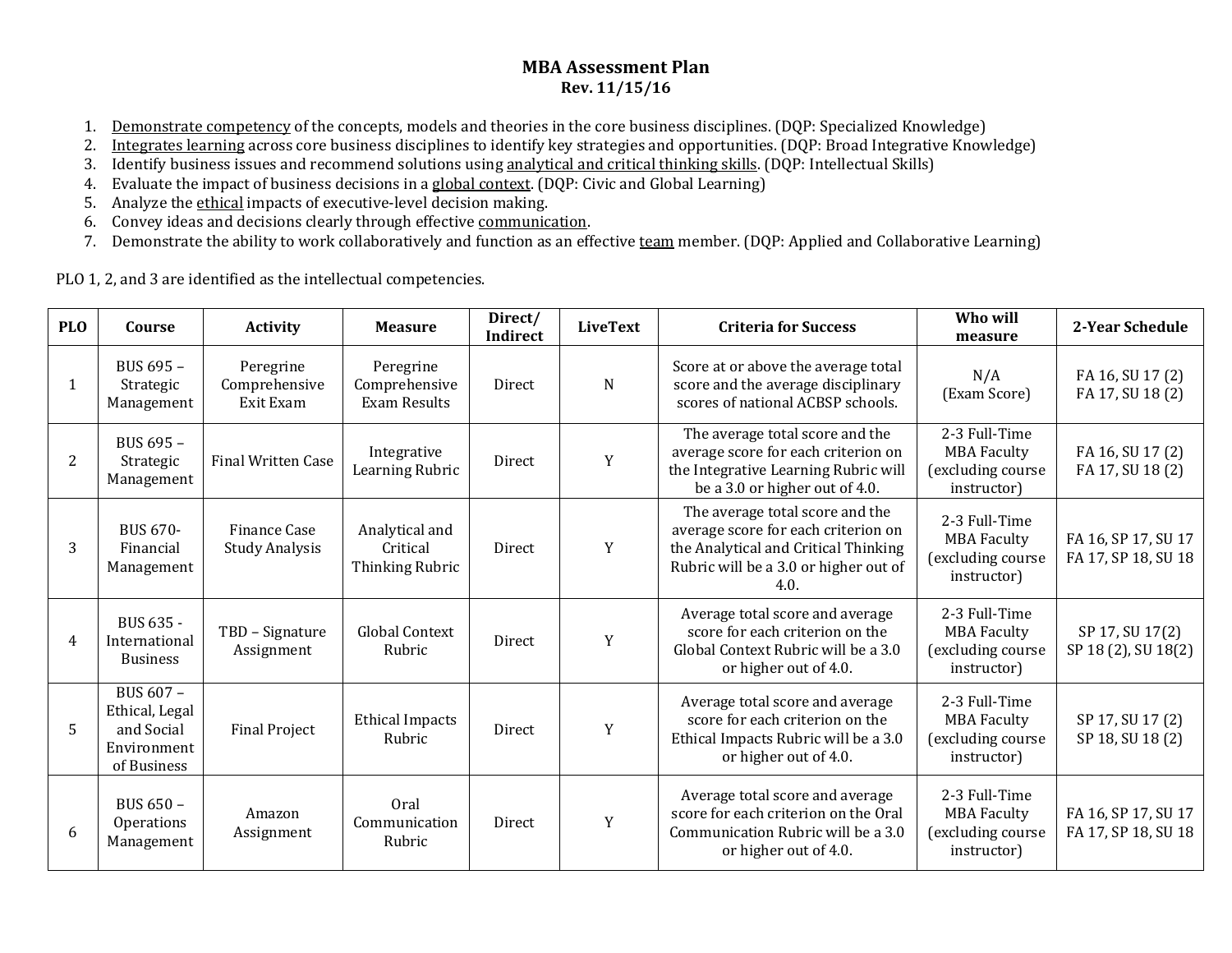# MBA Assessment Plan

**Rev. 11/15/16**

1. Demonstrate competency of the concepts, models and theories in the core business disciplines. (DQP: Specialized Knowledge)
2. Integrates learning across core business disciplines to identify key strategies and opportunities. (DQP: Broad Integrative Knowledge)
3. Identify business issues and recommend solutions using analytical and critical thinking skills. (DQP: Intellectual Skills)
4. Evaluate the impact of business decisions in a global context. (DQP: Civic and Global Learning)
5. Analyze the ethical impacts of executive-level decision making.
6. Convey ideas and decisions clearly through effective communication.
7. Demonstrate the ability to work collaboratively and function as an effective team member. (DQP: Applied and Collaborative Learning)

PLO 1, 2, and 3 are identified as the intellectual competencies.

| PLO | Course | Activity | Measure | Direct/ Indirect | LiveText | Criteria for Success | Who will measure | 2-Year Schedule |
|---|---|---|---|---|---|---|---|---|
| 1 | BUS 695 – Strategic Management | Peregrine Comprehensive Exit Exam | Peregrine Comprehensive Exam Results | Direct | N | Score at or above the average total score and the average disciplinary scores of national ACBSP schools. | N/A (Exam Score) | FA 16, SU 17 (2) FA 17, SU 18 (2) |
| 2 | BUS 695 – Strategic Management | Final Written Case | Integrative Learning Rubric | Direct | Y | The average total score and the average score for each criterion on the Integrative Learning Rubric will be a 3.0 or higher out of 4.0. | 2-3 Full-Time MBA Faculty (excluding course instructor) | FA 16, SU 17 (2) FA 17, SU 18 (2) |
| 3 | BUS 670- Financial Management | Finance Case Study Analysis | Analytical and Critical Thinking Rubric | Direct | Y | The average total score and the average score for each criterion on the Analytical and Critical Thinking Rubric will be a 3.0 or higher out of 4.0. | 2-3 Full-Time MBA Faculty (excluding course instructor) | FA 16, SP 17, SU 17 FA 17, SP 18, SU 18 |
| 4 | BUS 635 - International Business | TBD – Signature Assignment | Global Context Rubric | Direct | Y | Average total score and average score for each criterion on the Global Context Rubric will be a 3.0 or higher out of 4.0. | 2-3 Full-Time MBA Faculty (excluding course instructor) | SP 17, SU 17(2) SP 18 (2), SU 18(2) |
| 5 | BUS 607 – Ethical, Legal and Social Environment of Business | Final Project | Ethical Impacts Rubric | Direct | Y | Average total score and average score for each criterion on the Ethical Impacts Rubric will be a 3.0 or higher out of 4.0. | 2-3 Full-Time MBA Faculty (excluding course instructor) | SP 17, SU 17 (2) SP 18, SU 18 (2) |
| 6 | BUS 650 – Operations Management | Amazon Assignment | Oral Communication Rubric | Direct | Y | Average total score and average score for each criterion on the Oral Communication Rubric will be a 3.0 or higher out of 4.0. | 2-3 Full-Time MBA Faculty (excluding course instructor) | FA 16, SP 17, SU 17 FA 17, SP 18, SU 18 |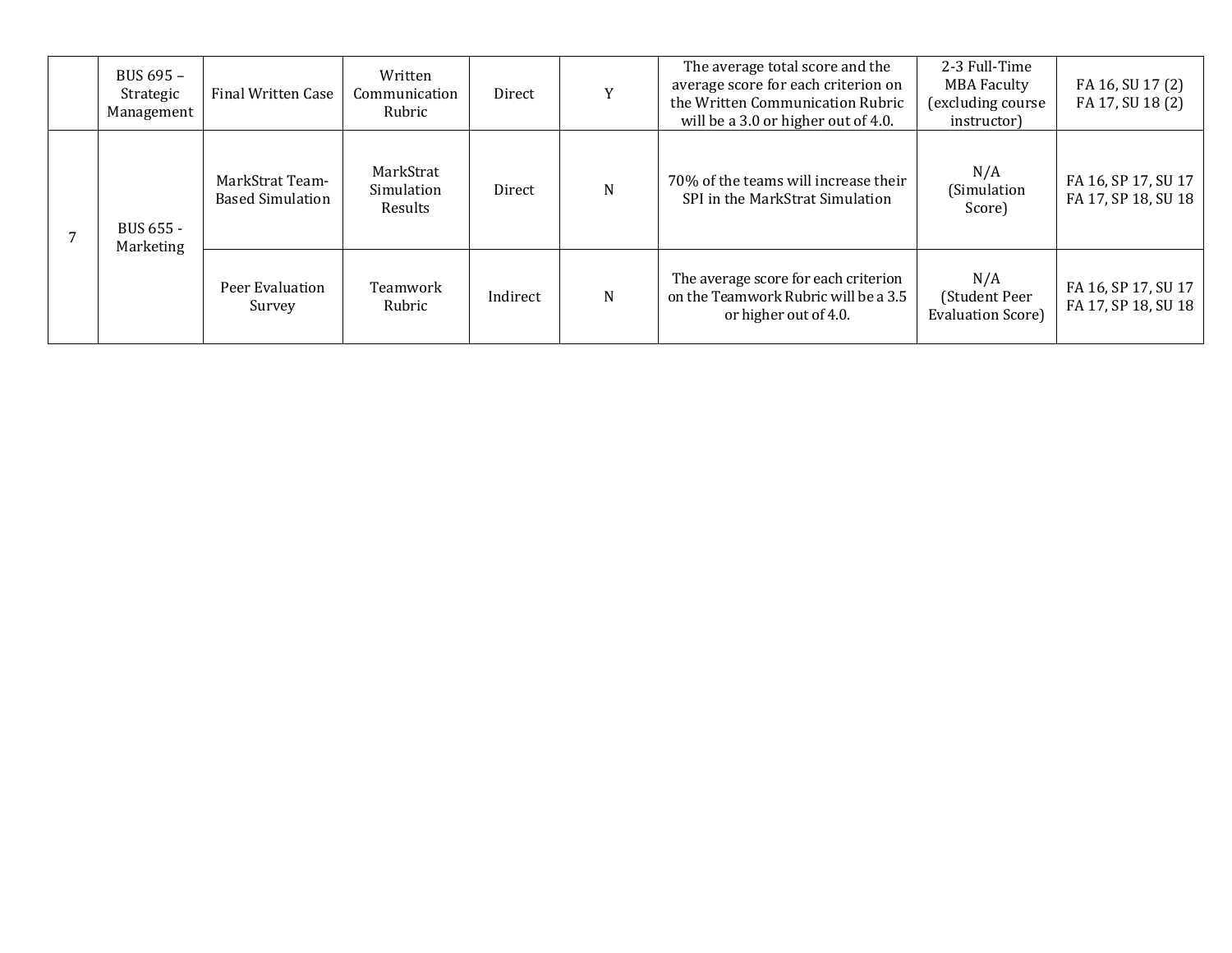| | | | | | | | | |
|---|---|---|---|---|---|---|---|---|
| | BUS 695 – Strategic Management | Final Written Case | Written Communication Rubric | Direct | Y | The average total score and the average score for each criterion on the Written Communication Rubric will be a 3.0 or higher out of 4.0. | 2-3 Full-Time MBA Faculty (excluding course instructor) | FA 16, SU 17 (2) FA 17, SU 18 (2) |
| 7 | BUS 655 - Marketing | MarkStrat Team-Based Simulation | MarkStrat Simulation Results | Direct | N | 70% of the teams will increase their SPI in the MarkStrat Simulation | N/A (Simulation Score) | FA 16, SP 17, SU 17 FA 17, SP 18, SU 18 |
| | | Peer Evaluation Survey | Teamwork Rubric | Indirect | N | The average score for each criterion on the Teamwork Rubric will be a 3.5 or higher out of 4.0. | N/A (Student Peer Evaluation Score) | FA 16, SP 17, SU 17 FA 17, SP 18, SU 18 |